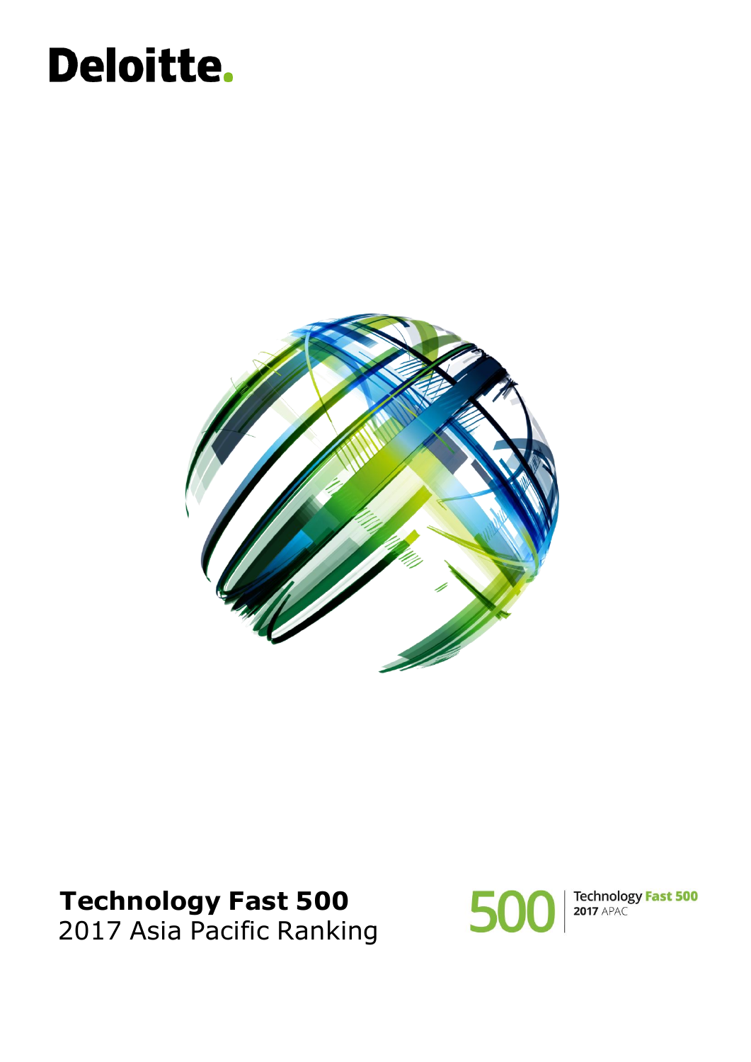Deloitte.

# Technology Fast 500

2017 Asia Pacific Ranking

500 Technology Fast 500 2017 APAC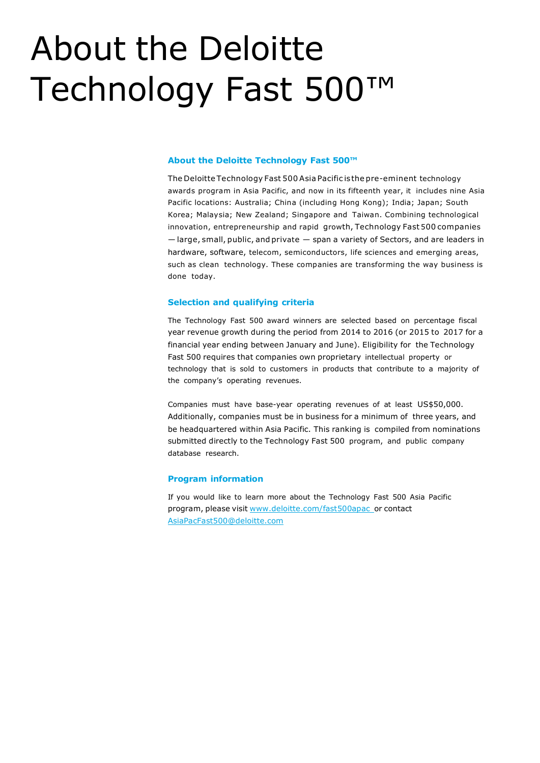# About the Deloitte Technology Fast 500™

### About the Deloitte Technology Fast 500™

The Deloitte Technology Fast 500 Asia Pacific is the pre-eminent technology awards program in Asia Pacific, and now in its fifteenth year, it includes nine Asia Pacific locations: Australia; China (including Hong Kong); India; Japan; South Korea; Malaysia; New Zealand; Singapore and Taiwan. Combining technological innovation, entrepreneurship and rapid growth, Technology Fast 500 companies — large, small, public, and private — span a variety of Sectors, and are leaders in hardware, software, telecom, semiconductors, life sciences and emerging areas, such as clean technology. These companies are transforming the way business is done today.

### Selection and qualifying criteria

The Technology Fast 500 award winners are selected based on percentage fiscal year revenue growth during the period from 2014 to 2016 (or 2015 to 2017 for a financial year ending between January and June). Eligibility for the Technology Fast 500 requires that companies own proprietary intellectual property or technology that is sold to customers in products that contribute to a majority of the company's operating revenues.

Companies must have base-year operating revenues of at least US$50,000. Additionally, companies must be in business for a minimum of three years, and be headquartered within Asia Pacific. This ranking is compiled from nominations submitted directly to the Technology Fast 500 program, and public company database research.

### Program information

If you would like to learn more about the Technology Fast 500 Asia Pacific program, please visit [www.deloitte.com/fast500apac](http://www.deloitte.com/fast500apac) or contact [AsiaPacFast500@deloitte.com](mailto:AsiaPacFast500@deloitte.com)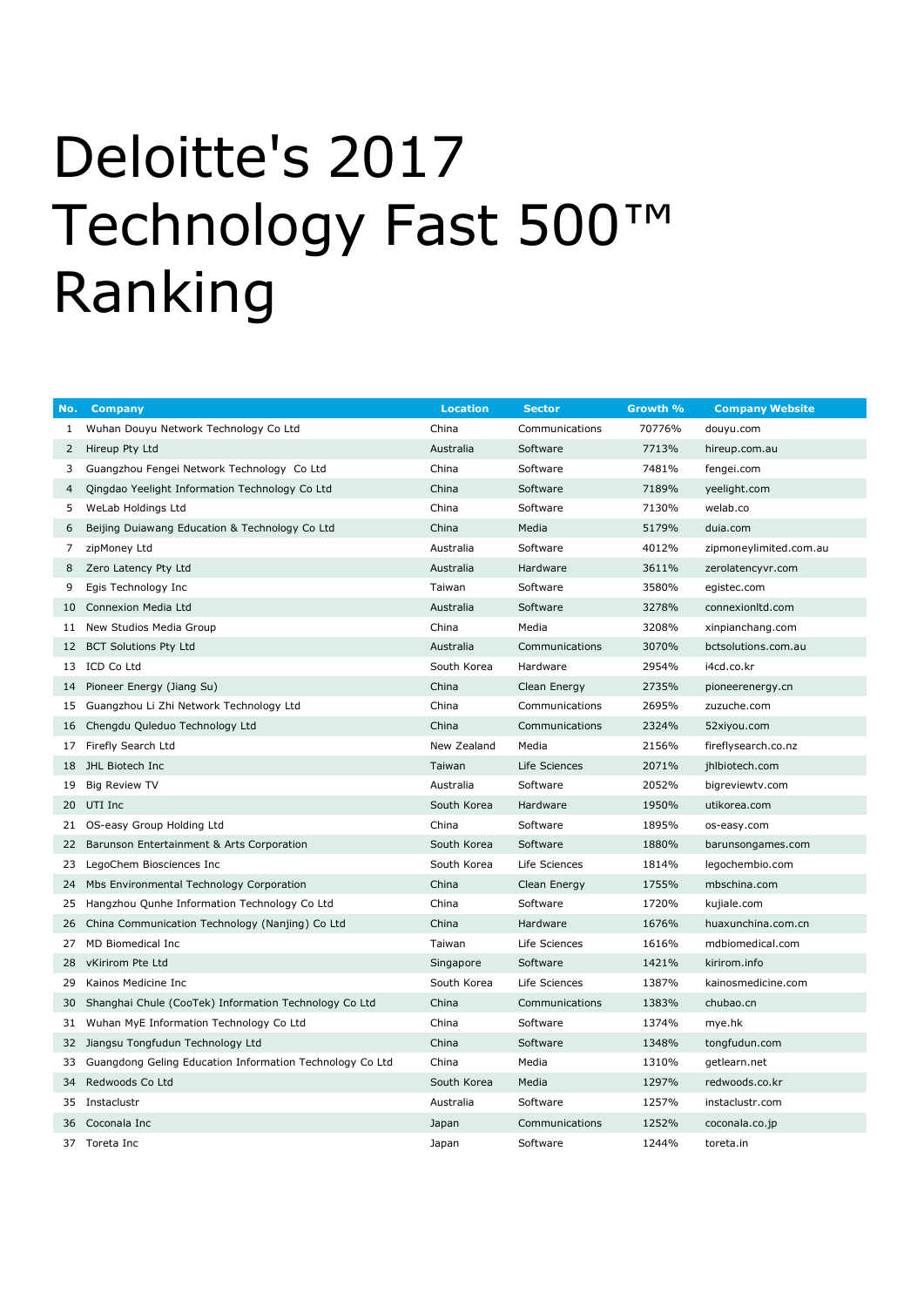# Deloitte's 2017 Technology Fast 500™ Ranking

| No. | Company | Location | Sector | Growth % | Company Website |
|---|---|---|---|---|---|
| 1 | Wuhan Douyu Network Technology Co Ltd | China | Communications | 70776% | douyu.com |
| 2 | Hireup Pty Ltd | Australia | Software | 7713% | hireup.com.au |
| 3 | Guangzhou Fengei Network Technology  Co Ltd | China | Software | 7481% | fengei.com |
| 4 | Qingdao Yeelight Information Technology Co Ltd | China | Software | 7189% | yeelight.com |
| 5 | WeLab Holdings Ltd | China | Software | 7130% | welab.co |
| 6 | Beijing Duiawang Education & Technology Co Ltd | China | Media | 5179% | duia.com |
| 7 | zipMoney Ltd | Australia | Software | 4012% | zipmoneylimited.com.au |
| 8 | Zero Latency Pty Ltd | Australia | Hardware | 3611% | zerolatencyvr.com |
| 9 | Egis Technology Inc | Taiwan | Software | 3580% | egistec.com |
| 10 | Connexion Media Ltd | Australia | Software | 3278% | connexionltd.com |
| 11 | New Studios Media Group | China | Media | 3208% | xinpianchang.com |
| 12 | BCT Solutions Pty Ltd | Australia | Communications | 3070% | bctsolutions.com.au |
| 13 | ICD Co Ltd | South Korea | Hardware | 2954% | i4cd.co.kr |
| 14 | Pioneer Energy (Jiang Su) | China | Clean Energy | 2735% | pioneerenergy.cn |
| 15 | Guangzhou Li Zhi Network Technology Ltd | China | Communications | 2695% | zuzuche.com |
| 16 | Chengdu Quleduo Technology Ltd | China | Communications | 2324% | 52xiyou.com |
| 17 | Firefly Search Ltd | New Zealand | Media | 2156% | fireflysearch.co.nz |
| 18 | JHL Biotech Inc | Taiwan | Life Sciences | 2071% | jhlbiotech.com |
| 19 | Big Review TV | Australia | Software | 2052% | bigreviewtv.com |
| 20 | UTI Inc | South Korea | Hardware | 1950% | utikorea.com |
| 21 | OS-easy Group Holding Ltd | China | Software | 1895% | os-easy.com |
| 22 | Barunson Entertainment & Arts Corporation | South Korea | Software | 1880% | barunsongames.com |
| 23 | LegoChem Biosciences Inc | South Korea | Life Sciences | 1814% | legochembio.com |
| 24 | Mbs Environmental Technology Corporation | China | Clean Energy | 1755% | mbschina.com |
| 25 | Hangzhou Qunhe Information Technology Co Ltd | China | Software | 1720% | kujiale.com |
| 26 | China Communication Technology (Nanjing) Co Ltd | China | Hardware | 1676% | huaxunchina.com.cn |
| 27 | MD Biomedical Inc | Taiwan | Life Sciences | 1616% | mdbiomedical.com |
| 28 | vKirirom Pte Ltd | Singapore | Software | 1421% | kirirom.info |
| 29 | Kainos Medicine Inc | South Korea | Life Sciences | 1387% | kainosmedicine.com |
| 30 | Shanghai Chule (CooTek) Information Technology Co Ltd | China | Communications | 1383% | chubao.cn |
| 31 | Wuhan MyE Information Technology Co Ltd | China | Software | 1374% | mye.hk |
| 32 | Jiangsu Tongfudun Technology Ltd | China | Software | 1348% | tongfudun.com |
| 33 | Guangdong Geling Education Information Technology Co Ltd | China | Media | 1310% | getlearn.net |
| 34 | Redwoods Co Ltd | South Korea | Media | 1297% | redwoods.co.kr |
| 35 | Instaclustr | Australia | Software | 1257% | instaclustr.com |
| 36 | Coconala Inc | Japan | Communications | 1252% | coconala.co.jp |
| 37 | Toreta Inc | Japan | Software | 1244% | toreta.in |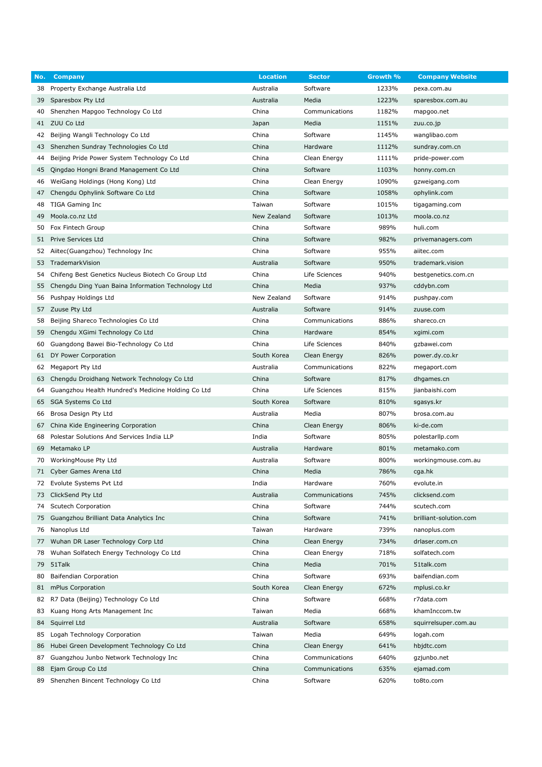| No. | Company | Location | Sector | Growth % | Company Website |
|---|---|---|---|---|---|
| 38 | Property Exchange Australia Ltd | Australia | Software | 1233% | pexa.com.au |
| 39 | Sparesbox Pty Ltd | Australia | Media | 1223% | sparesbox.com.au |
| 40 | Shenzhen Mapgoo Technology Co Ltd | China | Communications | 1182% | mapgoo.net |
| 41 | ZUU Co Ltd | Japan | Media | 1151% | zuu.co.jp |
| 42 | Beijing Wangli Technology Co Ltd | China | Software | 1145% | wanglibao.com |
| 43 | Shenzhen Sundray Technologies Co Ltd | China | Hardware | 1112% | sundray.com.cn |
| 44 | Beijing Pride Power System Technology Co Ltd | China | Clean Energy | 1111% | pride-power.com |
| 45 | Qingdao Hongni Brand Management Co Ltd | China | Software | 1103% | honny.com.cn |
| 46 | WeiGang Holdings (Hong Kong) Ltd | China | Clean Energy | 1090% | gzweigang.com |
| 47 | Chengdu Ophylink Software Co Ltd | China | Software | 1058% | ophylink.com |
| 48 | TIGA Gaming Inc | Taiwan | Software | 1015% | tigagaming.com |
| 49 | Moola.co.nz Ltd | New Zealand | Software | 1013% | moola.co.nz |
| 50 | Fox Fintech Group | China | Software | 989% | huli.com |
| 51 | Prive Services Ltd | China | Software | 982% | privemanagers.com |
| 52 | Aiitec(Guangzhou) Technology Inc | China | Software | 955% | aiitec.com |
| 53 | TrademarkVision | Australia | Software | 950% | trademark.vision |
| 54 | Chifeng Best Genetics Nucleus Biotech Co Group Ltd | China | Life Sciences | 940% | bestgenetics.com.cn |
| 55 | Chengdu Ding Yuan Baina Information Technology Ltd | China | Media | 937% | cddybn.com |
| 56 | Pushpay Holdings Ltd | New Zealand | Software | 914% | pushpay.com |
| 57 | Zuuse Pty Ltd | Australia | Software | 914% | zuuse.com |
| 58 | Beijing Shareco Technologies Co Ltd | China | Communications | 886% | shareco.cn |
| 59 | Chengdu XGimi Technology Co Ltd | China | Hardware | 854% | xgimi.com |
| 60 | Guangdong Bawei Bio-Technology Co Ltd | China | Life Sciences | 840% | gzbawei.com |
| 61 | DY Power Corporation | South Korea | Clean Energy | 826% | power.dy.co.kr |
| 62 | Megaport Pty Ltd | Australia | Communications | 822% | megaport.com |
| 63 | Chengdu Droidhang Network Technology Co Ltd | China | Software | 817% | dhgames.cn |
| 64 | Guangzhou Health Hundred's Medicine Holding Co Ltd | China | Life Sciences | 815% | jianbaishi.com |
| 65 | SGA Systems Co Ltd | South Korea | Software | 810% | sgasys.kr |
| 66 | Brosa Design Pty Ltd | Australia | Media | 807% | brosa.com.au |
| 67 | China Kide Engineering Corporation | China | Clean Energy | 806% | ki-de.com |
| 68 | Polestar Solutions And Services India LLP | India | Software | 805% | polestarllp.com |
| 69 | Metamako LP | Australia | Hardware | 801% | metamako.com |
| 70 | WorkingMouse Pty Ltd | Australia | Software | 800% | workingmouse.com.au |
| 71 | Cyber Games Arena Ltd | China | Media | 786% | cga.hk |
| 72 | Evolute Systems Pvt Ltd | India | Hardware | 760% | evolute.in |
| 73 | ClickSend Pty Ltd | Australia | Communications | 745% | clicksend.com |
| 74 | Scutech Corporation | China | Software | 744% | scutech.com |
| 75 | Guangzhou Brilliant Data Analytics Inc | China | Software | 741% | brilliant-solution.com |
| 76 | Nanoplus Ltd | Taiwan | Hardware | 739% | nanoplus.com |
| 77 | Wuhan DR Laser Technology Corp Ltd | China | Clean Energy | 734% | drlaser.com.cn |
| 78 | Wuhan Solfatech Energy Technology Co Ltd | China | Clean Energy | 718% | solfatech.com |
| 79 | 51Talk | China | Media | 701% | 51talk.com |
| 80 | Baifendian Corporation | China | Software | 693% | baifendian.com |
| 81 | mPlus Corporation | South Korea | Clean Energy | 672% | mplusi.co.kr |
| 82 | R7 Data (Beijing) Technology Co Ltd | China | Software | 668% | r7data.com |
| 83 | Kuang Hong Arts Management Inc | Taiwan | Media | 668% | khamInccom.tw |
| 84 | Squirrel Ltd | Australia | Software | 658% | squirrelsuper.com.au |
| 85 | Logah Technology Corporation | Taiwan | Media | 649% | logah.com |
| 86 | Hubei Green Development Technology Co Ltd | China | Clean Energy | 641% | hbjdtc.com |
| 87 | Guangzhou Junbo Network Technology Inc | China | Communications | 640% | gzjunbo.net |
| 88 | Ejam Group Co Ltd | China | Communications | 635% | ejamad.com |
| 89 | Shenzhen Bincent Technology Co Ltd | China | Software | 620% | to8to.com |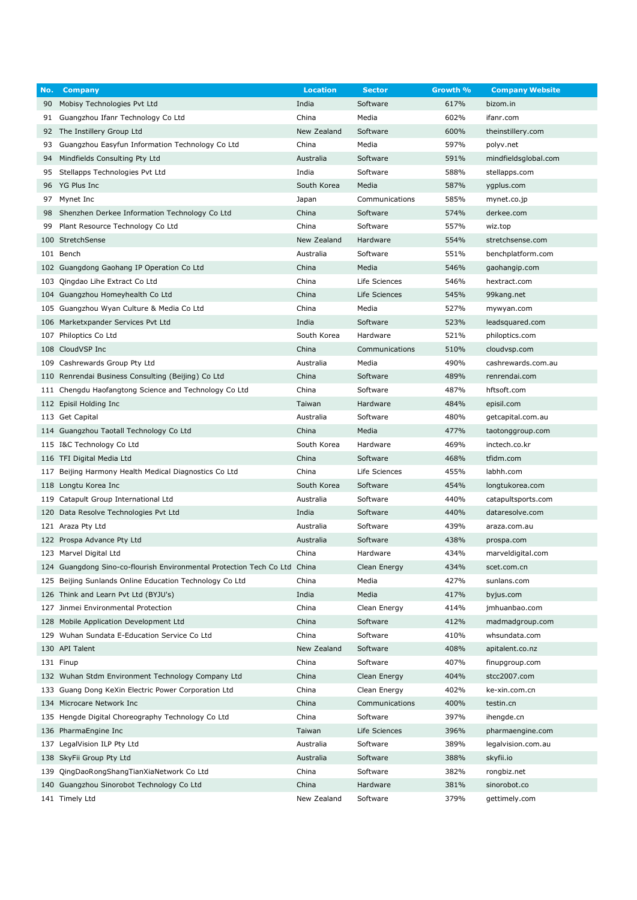| No. | Company | Location | Sector | Growth % | Company Website |
|---|---|---|---|---|---|
| 90 | Mobisy Technologies Pvt Ltd | India | Software | 617% | bizom.in |
| 91 | Guangzhou Ifanr Technology Co Ltd | China | Media | 602% | ifanr.com |
| 92 | The Instillery Group Ltd | New Zealand | Software | 600% | theinstillery.com |
| 93 | Guangzhou Easyfun Information Technology Co Ltd | China | Media | 597% | polyv.net |
| 94 | Mindfields Consulting Pty Ltd | Australia | Software | 591% | mindfieldsglobal.com |
| 95 | Stellapps Technologies Pvt Ltd | India | Software | 588% | stellapps.com |
| 96 | YG Plus Inc | South Korea | Media | 587% | ygplus.com |
| 97 | Mynet Inc | Japan | Communications | 585% | mynet.co.jp |
| 98 | Shenzhen Derkee Information Technology Co Ltd | China | Software | 574% | derkee.com |
| 99 | Plant Resource Technology Co Ltd | China | Software | 557% | wiz.top |
| 100 | StretchSense | New Zealand | Hardware | 554% | stretchsense.com |
| 101 | Bench | Australia | Software | 551% | benchplatform.com |
| 102 | Guangdong Gaohang IP Operation Co Ltd | China | Media | 546% | gaohangip.com |
| 103 | Qingdao Lihe Extract Co Ltd | China | Life Sciences | 546% | hextract.com |
| 104 | Guangzhou Homeyhealth Co Ltd | China | Life Sciences | 545% | 99kang.net |
| 105 | Guangzhou Wyan Culture & Media Co Ltd | China | Media | 527% | mywyan.com |
| 106 | Marketxpander Services Pvt Ltd | India | Software | 523% | leadsquared.com |
| 107 | Philoptics Co Ltd | South Korea | Hardware | 521% | philoptics.com |
| 108 | CloudVSP Inc | China | Communications | 510% | cloudvsp.com |
| 109 | Cashrewards Group Pty Ltd | Australia | Media | 490% | cashrewards.com.au |
| 110 | Renrendai Business Consulting (Beijing) Co Ltd | China | Software | 489% | renrendai.com |
| 111 | Chengdu Haofangtong Science and Technology Co Ltd | China | Software | 487% | hftsoft.com |
| 112 | Episil Holding Inc | Taiwan | Hardware | 484% | episil.com |
| 113 | Get Capital | Australia | Software | 480% | getcapital.com.au |
| 114 | Guangzhou Taotall Technology Co Ltd | China | Media | 477% | taotonggroup.com |
| 115 | I&C Technology Co Ltd | South Korea | Hardware | 469% | inctech.co.kr |
| 116 | TFI Digital Media Ltd | China | Software | 468% | tfidm.com |
| 117 | Beijing Harmony Health Medical Diagnostics Co Ltd | China | Life Sciences | 455% | labhh.com |
| 118 | Longtu Korea Inc | South Korea | Software | 454% | longtukorea.com |
| 119 | Catapult Group International Ltd | Australia | Software | 440% | catapultsports.com |
| 120 | Data Resolve Technologies Pvt Ltd | India | Software | 440% | dataresolve.com |
| 121 | Araza Pty Ltd | Australia | Software | 439% | araza.com.au |
| 122 | Prospa Advance Pty Ltd | Australia | Software | 438% | prospa.com |
| 123 | Marvel Digital Ltd | China | Hardware | 434% | marveldigital.com |
| 124 | Guangdong Sino-co-flourish Environmental Protection Tech Co Ltd | China | Clean Energy | 434% | scet.com.cn |
| 125 | Beijing Sunlands Online Education Technology Co Ltd | China | Media | 427% | sunlans.com |
| 126 | Think and Learn Pvt Ltd (BYJU's) | India | Media | 417% | byjus.com |
| 127 | Jinmei Environmental Protection | China | Clean Energy | 414% | jmhuanbao.com |
| 128 | Mobile Application Development Ltd | China | Software | 412% | madmadgroup.com |
| 129 | Wuhan Sundata E-Education Service Co Ltd | China | Software | 410% | whsundata.com |
| 130 | API Talent | New Zealand | Software | 408% | apitalent.co.nz |
| 131 | Finup | China | Software | 407% | finupgroup.com |
| 132 | Wuhan Stdm Environment Technology Company Ltd | China | Clean Energy | 404% | stcc2007.com |
| 133 | Guang Dong KeXin Electric Power Corporation Ltd | China | Clean Energy | 402% | ke-xin.com.cn |
| 134 | Microcare Network Inc | China | Communications | 400% | testin.cn |
| 135 | Hengde Digital Choreography Technology Co Ltd | China | Software | 397% | ihengde.cn |
| 136 | PharmaEngine Inc | Taiwan | Life Sciences | 396% | pharmaengine.com |
| 137 | LegalVision ILP Pty Ltd | Australia | Software | 389% | legalvision.com.au |
| 138 | SkyFii Group Pty Ltd | Australia | Software | 388% | skyfii.io |
| 139 | QingDaoRongShangTianXiaNetwork Co Ltd | China | Software | 382% | rongbiz.net |
| 140 | Guangzhou Sinorobot Technology Co Ltd | China | Hardware | 381% | sinorobot.co |
| 141 | Timely Ltd | New Zealand | Software | 379% | gettimely.com |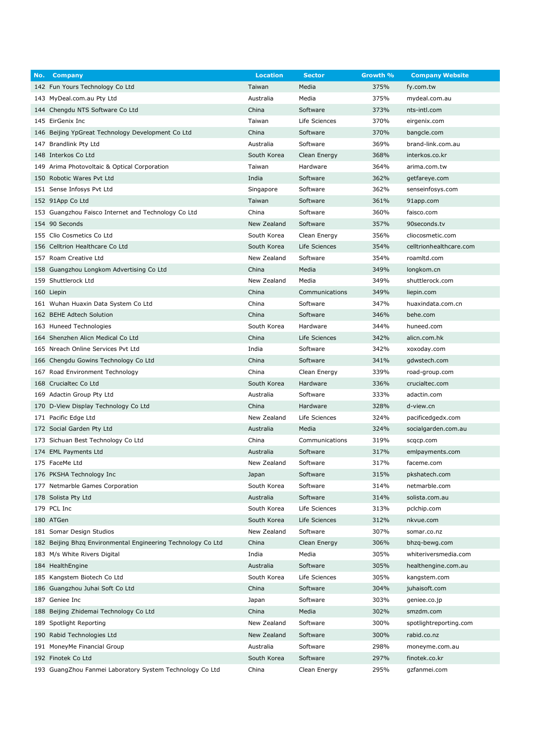| No. | Company | Location | Sector | Growth % | Company Website |
|---|---|---|---|---|---|
| 142 | Fun Yours Technology Co Ltd | Taiwan | Media | 375% | fy.com.tw |
| 143 | MyDeal.com.au Pty Ltd | Australia | Media | 375% | mydeal.com.au |
| 144 | Chengdu NTS Software Co Ltd | China | Software | 373% | nts-intl.com |
| 145 | EirGenix Inc | Taiwan | Life Sciences | 370% | eirgenix.com |
| 146 | Beijing YpGreat Technology Development Co Ltd | China | Software | 370% | bangcle.com |
| 147 | Brandlink Pty Ltd | Australia | Software | 369% | brand-link.com.au |
| 148 | Interkos Co Ltd | South Korea | Clean Energy | 368% | interkos.co.kr |
| 149 | Arima Photovoltaic & Optical Corporation | Taiwan | Hardware | 364% | arima.com.tw |
| 150 | Robotic Wares Pvt Ltd | India | Software | 362% | getfareye.com |
| 151 | Sense Infosys Pvt Ltd | Singapore | Software | 362% | senseinfosys.com |
| 152 | 91App Co Ltd | Taiwan | Software | 361% | 91app.com |
| 153 | Guangzhou Faisco Internet and Technology Co Ltd | China | Software | 360% | faisco.com |
| 154 | 90 Seconds | New Zealand | Software | 357% | 90seconds.tv |
| 155 | Clio Cosmetics Co Ltd | South Korea | Clean Energy | 356% | cliocosmetic.com |
| 156 | Celltrion Healthcare Co Ltd | South Korea | Life Sciences | 354% | celltrionhealthcare.com |
| 157 | Roam Creative Ltd | New Zealand | Software | 354% | roamltd.com |
| 158 | Guangzhou Longkom Advertising Co Ltd | China | Media | 349% | longkom.cn |
| 159 | Shuttlerock Ltd | New Zealand | Media | 349% | shuttlerock.com |
| 160 | Liepin | China | Communications | 349% | liepin.com |
| 161 | Wuhan Huaxin Data System Co Ltd | China | Software | 347% | huaxindata.com.cn |
| 162 | BEHE Adtech Solution | China | Software | 346% | behe.com |
| 163 | Huneed Technologies | South Korea | Hardware | 344% | huneed.com |
| 164 | Shenzhen Alicn Medical Co Ltd | China | Life Sciences | 342% | alicn.com.hk |
| 165 | Nreach Online Services Pvt Ltd | India | Software | 342% | xoxoday.com |
| 166 | Chengdu Gowins Technology Co Ltd | China | Software | 341% | gdwstech.com |
| 167 | Road Environment Technology | China | Clean Energy | 339% | road-group.com |
| 168 | Crucialtec Co Ltd | South Korea | Hardware | 336% | crucialtec.com |
| 169 | Adactin Group Pty Ltd | Australia | Software | 333% | adactin.com |
| 170 | D-View Display Technology Co Ltd | China | Hardware | 328% | d-view.cn |
| 171 | Pacific Edge Ltd | New Zealand | Life Sciences | 324% | pacificedgedx.com |
| 172 | Social Garden Pty Ltd | Australia | Media | 324% | socialgarden.com.au |
| 173 | Sichuan Best Technology Co Ltd | China | Communications | 319% | scqcp.com |
| 174 | EML Payments Ltd | Australia | Software | 317% | emlpayments.com |
| 175 | FaceMe Ltd | New Zealand | Software | 317% | faceme.com |
| 176 | PKSHA Technology Inc | Japan | Software | 315% | pkshatech.com |
| 177 | Netmarble Games Corporation | South Korea | Software | 314% | netmarble.com |
| 178 | Solista Pty Ltd | Australia | Software | 314% | solista.com.au |
| 179 | PCL Inc | South Korea | Life Sciences | 313% | pclchip.com |
| 180 | ATGen | South Korea | Life Sciences | 312% | nkvue.com |
| 181 | Somar Design Studios | New Zealand | Software | 307% | somar.co.nz |
| 182 | Beijing Bhzq Environmental Engineering Technology Co Ltd | China | Clean Energy | 306% | bhzq-bewg.com |
| 183 | M/s White Rivers Digital | India | Media | 305% | whiteriversmedia.com |
| 184 | HealthEngine | Australia | Software | 305% | healthengine.com.au |
| 185 | Kangstem Biotech Co Ltd | South Korea | Life Sciences | 305% | kangstem.com |
| 186 | Guangzhou Juhai Soft Co Ltd | China | Software | 304% | juhaisoft.com |
| 187 | Geniee Inc | Japan | Software | 303% | geniee.co.jp |
| 188 | Beijing Zhidemai Technology Co Ltd | China | Media | 302% | smzdm.com |
| 189 | Spotlight Reporting | New Zealand | Software | 300% | spotlightreporting.com |
| 190 | Rabid Technologies Ltd | New Zealand | Software | 300% | rabid.co.nz |
| 191 | MoneyMe Financial Group | Australia | Software | 298% | moneyme.com.au |
| 192 | Finotek Co Ltd | South Korea | Software | 297% | finotek.co.kr |
| 193 | GuangZhou Fanmei Laboratory System Technology Co Ltd | China | Clean Energy | 295% | gzfanmei.com |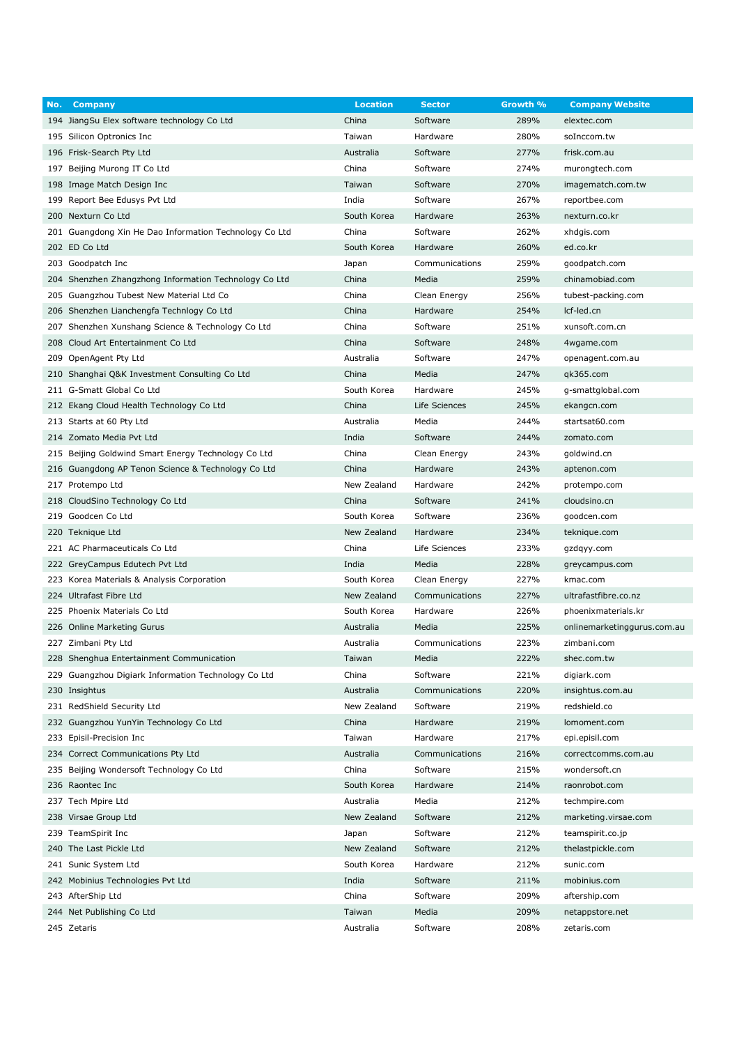| No. | Company | Location | Sector | Growth % | Company Website |
|---|---|---|---|---|---|
| 194 | JiangSu Elex software technology Co Ltd | China | Software | 289% | elextec.com |
| 195 | Silicon Optronics Inc | Taiwan | Hardware | 280% | soInccom.tw |
| 196 | Frisk-Search Pty Ltd | Australia | Software | 277% | frisk.com.au |
| 197 | Beijing Murong IT Co Ltd | China | Software | 274% | murongtech.com |
| 198 | Image Match Design Inc | Taiwan | Software | 270% | imagematch.com.tw |
| 199 | Report Bee Edusys Pvt Ltd | India | Software | 267% | reportbee.com |
| 200 | Nexturn Co Ltd | South Korea | Hardware | 263% | nexturn.co.kr |
| 201 | Guangdong Xin He Dao Information Technology Co Ltd | China | Software | 262% | xhdgis.com |
| 202 | ED Co Ltd | South Korea | Hardware | 260% | ed.co.kr |
| 203 | Goodpatch Inc | Japan | Communications | 259% | goodpatch.com |
| 204 | Shenzhen Zhangzhong Information Technology Co Ltd | China | Media | 259% | chinamobiad.com |
| 205 | Guangzhou Tubest New Material Ltd Co | China | Clean Energy | 256% | tubest-packing.com |
| 206 | Shenzhen Lianchengfa Technlogy Co Ltd | China | Hardware | 254% | lcf-led.cn |
| 207 | Shenzhen Xunshang Science & Technology Co Ltd | China | Software | 251% | xunsoft.com.cn |
| 208 | Cloud Art Entertainment Co Ltd | China | Software | 248% | 4wgame.com |
| 209 | OpenAgent Pty Ltd | Australia | Software | 247% | openagent.com.au |
| 210 | Shanghai Q&K Investment Consulting Co Ltd | China | Media | 247% | qk365.com |
| 211 | G-Smatt Global Co Ltd | South Korea | Hardware | 245% | g-smattglobal.com |
| 212 | Ekang Cloud Health Technology Co Ltd | China | Life Sciences | 245% | ekangcn.com |
| 213 | Starts at 60 Pty Ltd | Australia | Media | 244% | startsat60.com |
| 214 | Zomato Media Pvt Ltd | India | Software | 244% | zomato.com |
| 215 | Beijing Goldwind Smart Energy Technology Co Ltd | China | Clean Energy | 243% | goldwind.cn |
| 216 | Guangdong AP Tenon Science & Technology Co Ltd | China | Hardware | 243% | aptenon.com |
| 217 | Protempo Ltd | New Zealand | Hardware | 242% | protempo.com |
| 218 | CloudSino Technology Co Ltd | China | Software | 241% | cloudsino.cn |
| 219 | Goodcen Co Ltd | South Korea | Software | 236% | goodcen.com |
| 220 | Teknique Ltd | New Zealand | Hardware | 234% | teknique.com |
| 221 | AC Pharmaceuticals Co Ltd | China | Life Sciences | 233% | gzdqyy.com |
| 222 | GreyCampus Edutech Pvt Ltd | India | Media | 228% | greycampus.com |
| 223 | Korea Materials & Analysis Corporation | South Korea | Clean Energy | 227% | kmac.com |
| 224 | Ultrafast Fibre Ltd | New Zealand | Communications | 227% | ultrafastfibre.co.nz |
| 225 | Phoenix Materials Co Ltd | South Korea | Hardware | 226% | phoenixmaterials.kr |
| 226 | Online Marketing Gurus | Australia | Media | 225% | onlinemarketinggurus.com.au |
| 227 | Zimbani Pty Ltd | Australia | Communications | 223% | zimbani.com |
| 228 | Shenghua Entertainment Communication | Taiwan | Media | 222% | shec.com.tw |
| 229 | Guangzhou Digiark Information Technology Co Ltd | China | Software | 221% | digiark.com |
| 230 | Insightus | Australia | Communications | 220% | insightus.com.au |
| 231 | RedShield Security Ltd | New Zealand | Software | 219% | redshield.co |
| 232 | Guangzhou YunYin Technology Co Ltd | China | Hardware | 219% | lomoment.com |
| 233 | Episil-Precision Inc | Taiwan | Hardware | 217% | epi.episil.com |
| 234 | Correct Communications Pty Ltd | Australia | Communications | 216% | correctcomms.com.au |
| 235 | Beijing Wondersoft Technology Co Ltd | China | Software | 215% | wondersoft.cn |
| 236 | Raontec Inc | South Korea | Hardware | 214% | raonrobot.com |
| 237 | Tech Mpire Ltd | Australia | Media | 212% | techmpire.com |
| 238 | Virsae Group Ltd | New Zealand | Software | 212% | marketing.virsae.com |
| 239 | TeamSpirit Inc | Japan | Software | 212% | teamspirit.co.jp |
| 240 | The Last Pickle Ltd | New Zealand | Software | 212% | thelastpickle.com |
| 241 | Sunic System Ltd | South Korea | Hardware | 212% | sunic.com |
| 242 | Mobinius Technologies Pvt Ltd | India | Software | 211% | mobinius.com |
| 243 | AfterShip Ltd | China | Software | 209% | aftership.com |
| 244 | Net Publishing Co Ltd | Taiwan | Media | 209% | netappstore.net |
| 245 | Zetaris | Australia | Software | 208% | zetaris.com |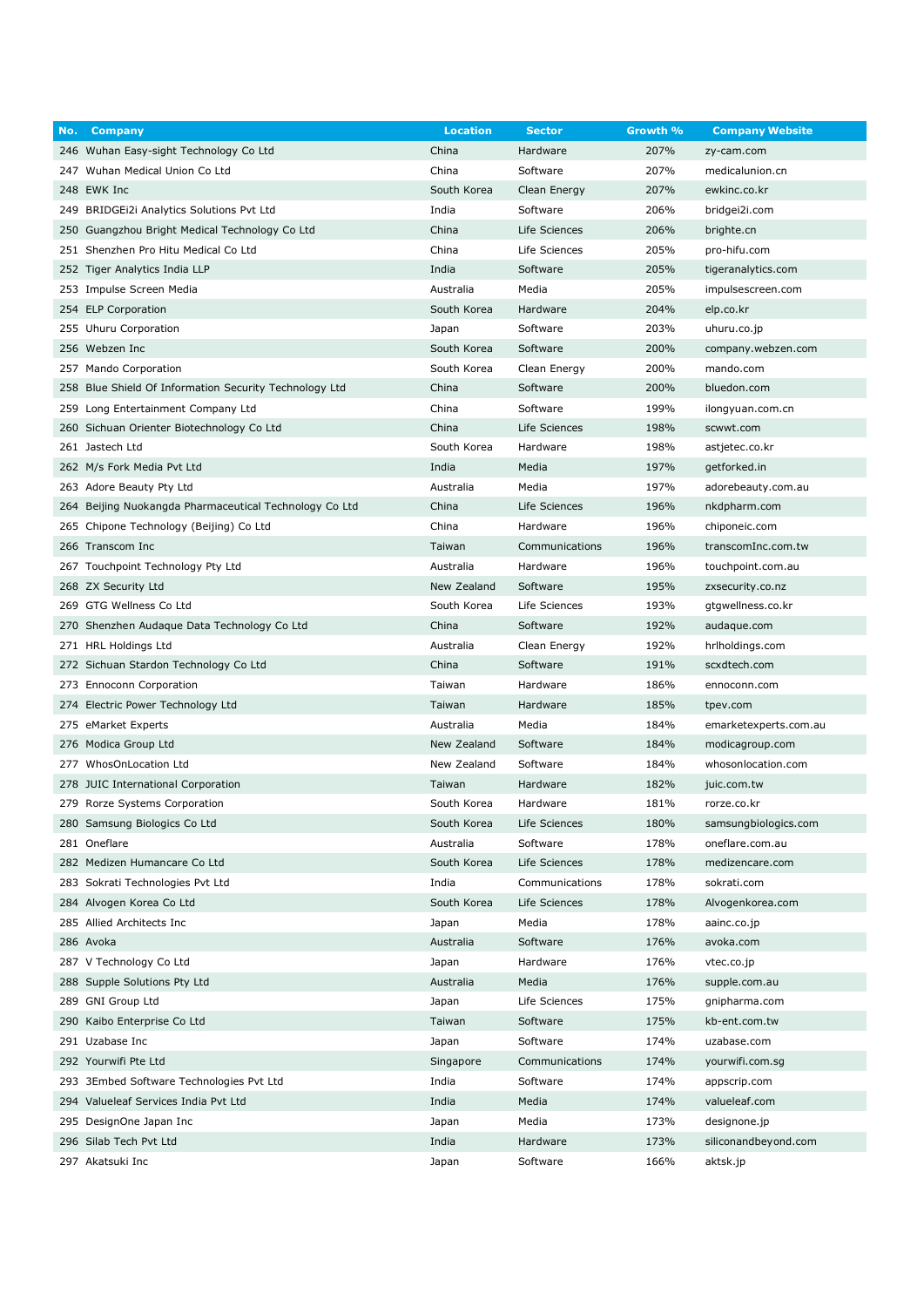| No. | Company | Location | Sector | Growth % | Company Website |
|---|---|---|---|---|---|
| 246 | Wuhan Easy-sight Technology Co Ltd | China | Hardware | 207% | zy-cam.com |
| 247 | Wuhan Medical Union Co Ltd | China | Software | 207% | medicalunion.cn |
| 248 | EWK Inc | South Korea | Clean Energy | 207% | ewkinc.co.kr |
| 249 | BRIDGEi2i Analytics Solutions Pvt Ltd | India | Software | 206% | bridgei2i.com |
| 250 | Guangzhou Bright Medical Technology Co Ltd | China | Life Sciences | 206% | brighte.cn |
| 251 | Shenzhen Pro Hitu Medical Co Ltd | China | Life Sciences | 205% | pro-hifu.com |
| 252 | Tiger Analytics India LLP | India | Software | 205% | tigeranalytics.com |
| 253 | Impulse Screen Media | Australia | Media | 205% | impulsescreen.com |
| 254 | ELP Corporation | South Korea | Hardware | 204% | elp.co.kr |
| 255 | Uhuru Corporation | Japan | Software | 203% | uhuru.co.jp |
| 256 | Webzen Inc | South Korea | Software | 200% | company.webzen.com |
| 257 | Mando Corporation | South Korea | Clean Energy | 200% | mando.com |
| 258 | Blue Shield Of Information Security Technology Ltd | China | Software | 200% | bluedon.com |
| 259 | Long Entertainment Company Ltd | China | Software | 199% | ilongyuan.com.cn |
| 260 | Sichuan Orienter Biotechnology Co Ltd | China | Life Sciences | 198% | scwwt.com |
| 261 | Jastech Ltd | South Korea | Hardware | 198% | astjetec.co.kr |
| 262 | M/s Fork Media Pvt Ltd | India | Media | 197% | getforked.in |
| 263 | Adore Beauty Pty Ltd | Australia | Media | 197% | adorebeauty.com.au |
| 264 | Beijing Nuokangda Pharmaceutical Technology Co Ltd | China | Life Sciences | 196% | nkdpharm.com |
| 265 | Chipone Technology (Beijing) Co Ltd | China | Hardware | 196% | chiponeic.com |
| 266 | Transcom Inc | Taiwan | Communications | 196% | transcomInc.com.tw |
| 267 | Touchpoint Technology Pty Ltd | Australia | Hardware | 196% | touchpoint.com.au |
| 268 | ZX Security Ltd | New Zealand | Software | 195% | zxsecurity.co.nz |
| 269 | GTG Wellness Co Ltd | South Korea | Life Sciences | 193% | gtgwellness.co.kr |
| 270 | Shenzhen Audaque Data Technology Co Ltd | China | Software | 192% | audaque.com |
| 271 | HRL Holdings Ltd | Australia | Clean Energy | 192% | hrlholdings.com |
| 272 | Sichuan Stardon Technology Co Ltd | China | Software | 191% | scxdtech.com |
| 273 | Ennoconn Corporation | Taiwan | Hardware | 186% | ennoconn.com |
| 274 | Electric Power Technology Ltd | Taiwan | Hardware | 185% | tpev.com |
| 275 | eMarket Experts | Australia | Media | 184% | emarketexperts.com.au |
| 276 | Modica Group Ltd | New Zealand | Software | 184% | modicagroup.com |
| 277 | WhosOnLocation Ltd | New Zealand | Software | 184% | whosonlocation.com |
| 278 | JUIC International Corporation | Taiwan | Hardware | 182% | juic.com.tw |
| 279 | Rorze Systems Corporation | South Korea | Hardware | 181% | rorze.co.kr |
| 280 | Samsung Biologics Co Ltd | South Korea | Life Sciences | 180% | samsungbiologics.com |
| 281 | Oneflare | Australia | Software | 178% | oneflare.com.au |
| 282 | Medizen Humancare Co Ltd | South Korea | Life Sciences | 178% | medizencare.com |
| 283 | Sokrati Technologies Pvt Ltd | India | Communications | 178% | sokrati.com |
| 284 | Alvogen Korea Co Ltd | South Korea | Life Sciences | 178% | Alvogenkorea.com |
| 285 | Allied Architects Inc | Japan | Media | 178% | aainc.co.jp |
| 286 | Avoka | Australia | Software | 176% | avoka.com |
| 287 | V Technology Co Ltd | Japan | Hardware | 176% | vtec.co.jp |
| 288 | Supple Solutions Pty Ltd | Australia | Media | 176% | supple.com.au |
| 289 | GNI Group Ltd | Japan | Life Sciences | 175% | gnipharma.com |
| 290 | Kaibo Enterprise Co Ltd | Taiwan | Software | 175% | kb-ent.com.tw |
| 291 | Uzabase Inc | Japan | Software | 174% | uzabase.com |
| 292 | Yourwifi Pte Ltd | Singapore | Communications | 174% | yourwifi.com.sg |
| 293 | 3Embed Software Technologies Pvt Ltd | India | Software | 174% | appscrip.com |
| 294 | Valueleaf Services India Pvt Ltd | India | Media | 174% | valueleaf.com |
| 295 | DesignOne Japan Inc | Japan | Media | 173% | designone.jp |
| 296 | Silab Tech Pvt Ltd | India | Hardware | 173% | siliconandbeyond.com |
| 297 | Akatsuki Inc | Japan | Software | 166% | aktsk.jp |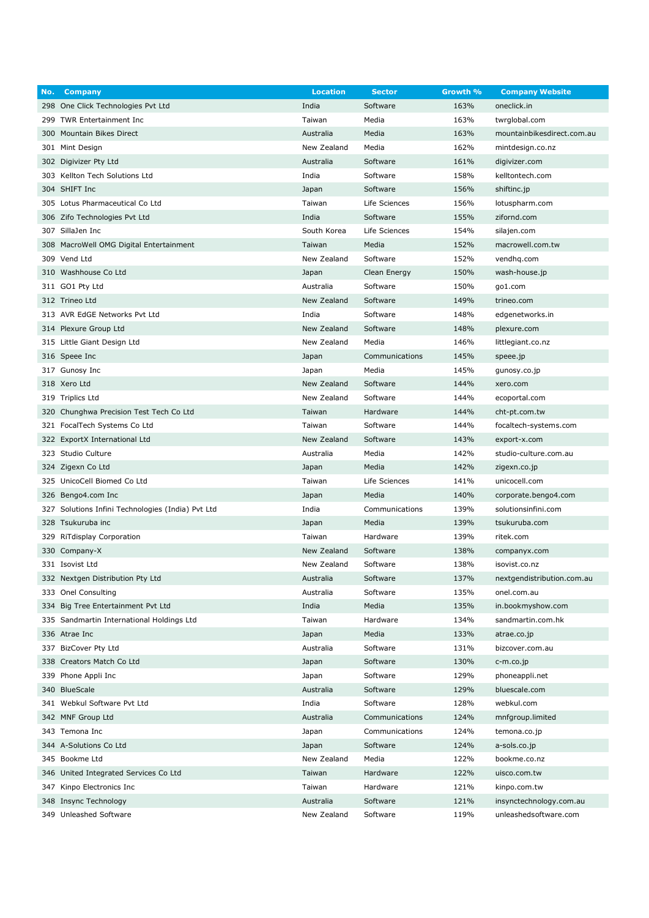| No. | Company | Location | Sector | Growth % | Company Website |
|---|---|---|---|---|---|
| 298 | One Click Technologies Pvt Ltd | India | Software | 163% | oneclick.in |
| 299 | TWR Entertainment Inc | Taiwan | Media | 163% | twrglobal.com |
| 300 | Mountain Bikes Direct | Australia | Media | 163% | mountainbikesdirect.com.au |
| 301 | Mint Design | New Zealand | Media | 162% | mintdesign.co.nz |
| 302 | Digivizer Pty Ltd | Australia | Software | 161% | digivizer.com |
| 303 | Kellton Tech Solutions Ltd | India | Software | 158% | kelltontech.com |
| 304 | SHIFT Inc | Japan | Software | 156% | shiftinc.jp |
| 305 | Lotus Pharmaceutical Co Ltd | Taiwan | Life Sciences | 156% | lotuspharm.com |
| 306 | Zifo Technologies Pvt Ltd | India | Software | 155% | zifornd.com |
| 307 | SillaJen Inc | South Korea | Life Sciences | 154% | silajen.com |
| 308 | MacroWell OMG Digital Entertainment | Taiwan | Media | 152% | macrowell.com.tw |
| 309 | Vend Ltd | New Zealand | Software | 152% | vendhq.com |
| 310 | Washhouse Co Ltd | Japan | Clean Energy | 150% | wash-house.jp |
| 311 | GO1 Pty Ltd | Australia | Software | 150% | go1.com |
| 312 | Trineo Ltd | New Zealand | Software | 149% | trineo.com |
| 313 | AVR EdGE Networks Pvt Ltd | India | Software | 148% | edgenetworks.in |
| 314 | Plexure Group Ltd | New Zealand | Software | 148% | plexure.com |
| 315 | Little Giant Design Ltd | New Zealand | Media | 146% | littlegiant.co.nz |
| 316 | Speee Inc | Japan | Communications | 145% | speee.jp |
| 317 | Gunosy Inc | Japan | Media | 145% | gunosy.co.jp |
| 318 | Xero Ltd | New Zealand | Software | 144% | xero.com |
| 319 | Triplics Ltd | New Zealand | Software | 144% | ecoportal.com |
| 320 | Chunghwa Precision Test Tech Co Ltd | Taiwan | Hardware | 144% | cht-pt.com.tw |
| 321 | FocalTech Systems Co Ltd | Taiwan | Software | 144% | focaltech-systems.com |
| 322 | ExportX International Ltd | New Zealand | Software | 143% | export-x.com |
| 323 | Studio Culture | Australia | Media | 142% | studio-culture.com.au |
| 324 | Zigexn Co Ltd | Japan | Media | 142% | zigexn.co.jp |
| 325 | UnicoCell Biomed Co Ltd | Taiwan | Life Sciences | 141% | unicocell.com |
| 326 | Bengo4.com Inc | Japan | Media | 140% | corporate.bengo4.com |
| 327 | Solutions Infini Technologies (India) Pvt Ltd | India | Communications | 139% | solutionsinfini.com |
| 328 | Tsukuruba inc | Japan | Media | 139% | tsukuruba.com |
| 329 | RiTdisplay Corporation | Taiwan | Hardware | 139% | ritek.com |
| 330 | Company-X | New Zealand | Software | 138% | companyx.com |
| 331 | Isovist Ltd | New Zealand | Software | 138% | isovist.co.nz |
| 332 | Nextgen Distribution Pty Ltd | Australia | Software | 137% | nextgendistribution.com.au |
| 333 | Onel Consulting | Australia | Software | 135% | onel.com.au |
| 334 | Big Tree Entertainment Pvt Ltd | India | Media | 135% | in.bookmyshow.com |
| 335 | Sandmartin International Holdings Ltd | Taiwan | Hardware | 134% | sandmartin.com.hk |
| 336 | Atrae Inc | Japan | Media | 133% | atrae.co.jp |
| 337 | BizCover Pty Ltd | Australia | Software | 131% | bizcover.com.au |
| 338 | Creators Match Co Ltd | Japan | Software | 130% | c-m.co.jp |
| 339 | Phone Appli Inc | Japan | Software | 129% | phoneappli.net |
| 340 | BlueScale | Australia | Software | 129% | bluescale.com |
| 341 | Webkul Software Pvt Ltd | India | Software | 128% | webkul.com |
| 342 | MNF Group Ltd | Australia | Communications | 124% | mnfgroup.limited |
| 343 | Temona Inc | Japan | Communications | 124% | temona.co.jp |
| 344 | A-Solutions Co Ltd | Japan | Software | 124% | a-sols.co.jp |
| 345 | Bookme Ltd | New Zealand | Media | 122% | bookme.co.nz |
| 346 | United Integrated Services Co Ltd | Taiwan | Hardware | 122% | uisco.com.tw |
| 347 | Kinpo Electronics Inc | Taiwan | Hardware | 121% | kinpo.com.tw |
| 348 | Insync Technology | Australia | Software | 121% | insynctechnology.com.au |
| 349 | Unleashed Software | New Zealand | Software | 119% | unleashedsoftware.com |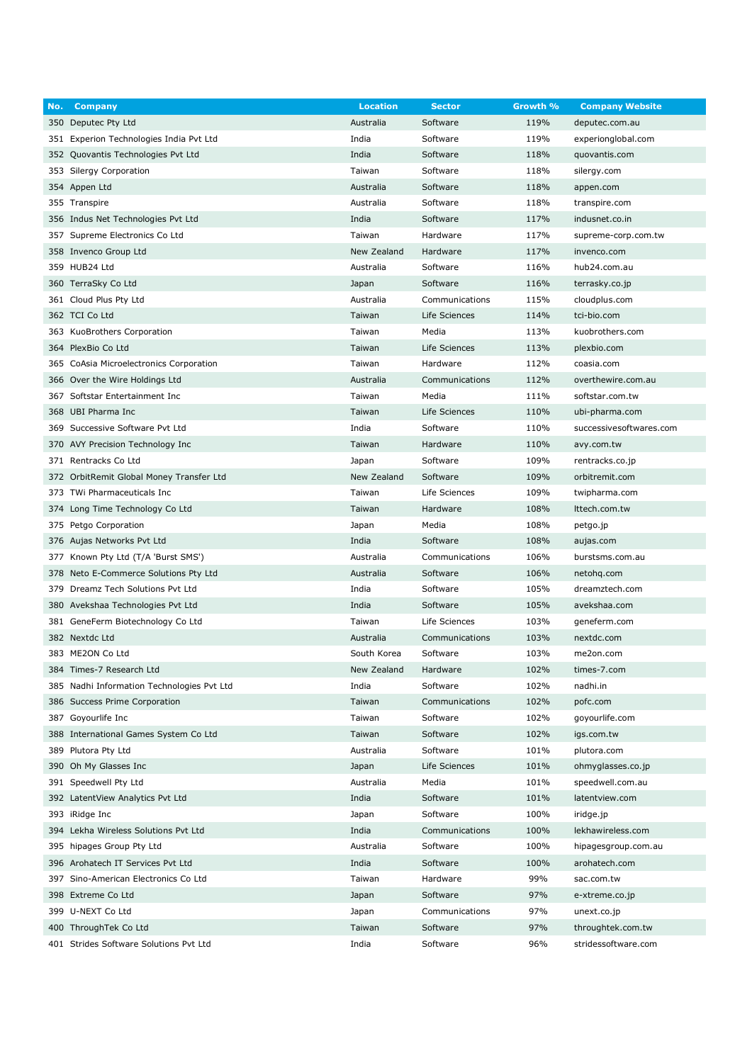| No. | Company | Location | Sector | Growth % | Company Website |
|---|---|---|---|---|---|
| 350 | Deputec Pty Ltd | Australia | Software | 119% | deputec.com.au |
| 351 | Experion Technologies India Pvt Ltd | India | Software | 119% | experionglobal.com |
| 352 | Quovantis Technologies Pvt Ltd | India | Software | 118% | quovantis.com |
| 353 | Silergy Corporation | Taiwan | Software | 118% | silergy.com |
| 354 | Appen Ltd | Australia | Software | 118% | appen.com |
| 355 | Transpire | Australia | Software | 118% | transpire.com |
| 356 | Indus Net Technologies Pvt Ltd | India | Software | 117% | indusnet.co.in |
| 357 | Supreme Electronics Co Ltd | Taiwan | Hardware | 117% | supreme-corp.com.tw |
| 358 | Invenco Group Ltd | New Zealand | Hardware | 117% | invenco.com |
| 359 | HUB24 Ltd | Australia | Software | 116% | hub24.com.au |
| 360 | TerraSky Co Ltd | Japan | Software | 116% | terrasky.co.jp |
| 361 | Cloud Plus Pty Ltd | Australia | Communications | 115% | cloudplus.com |
| 362 | TCI Co Ltd | Taiwan | Life Sciences | 114% | tci-bio.com |
| 363 | KuoBrothers Corporation | Taiwan | Media | 113% | kuobrothers.com |
| 364 | PlexBio Co Ltd | Taiwan | Life Sciences | 113% | plexbio.com |
| 365 | CoAsia Microelectronics Corporation | Taiwan | Hardware | 112% | coasia.com |
| 366 | Over the Wire Holdings Ltd | Australia | Communications | 112% | overthewire.com.au |
| 367 | Softstar Entertainment Inc | Taiwan | Media | 111% | softstar.com.tw |
| 368 | UBI Pharma Inc | Taiwan | Life Sciences | 110% | ubi-pharma.com |
| 369 | Successive Software Pvt Ltd | India | Software | 110% | successivesoftwares.com |
| 370 | AVY Precision Technology Inc | Taiwan | Hardware | 110% | avy.com.tw |
| 371 | Rentracks Co Ltd | Japan | Software | 109% | rentracks.co.jp |
| 372 | OrbitRemit Global Money Transfer Ltd | New Zealand | Software | 109% | orbitremit.com |
| 373 | TWi Pharmaceuticals Inc | Taiwan | Life Sciences | 109% | twipharma.com |
| 374 | Long Time Technology Co Ltd | Taiwan | Hardware | 108% | lttech.com.tw |
| 375 | Petgo Corporation | Japan | Media | 108% | petgo.jp |
| 376 | Aujas Networks Pvt Ltd | India | Software | 108% | aujas.com |
| 377 | Known Pty Ltd (T/A 'Burst SMS') | Australia | Communications | 106% | burstsms.com.au |
| 378 | Neto E-Commerce Solutions Pty Ltd | Australia | Software | 106% | netohq.com |
| 379 | Dreamz Tech Solutions Pvt Ltd | India | Software | 105% | dreamztech.com |
| 380 | Avekshaa Technologies Pvt Ltd | India | Software | 105% | avekshaa.com |
| 381 | GeneFerm Biotechnology Co Ltd | Taiwan | Life Sciences | 103% | geneferm.com |
| 382 | Nextdc Ltd | Australia | Communications | 103% | nextdc.com |
| 383 | ME2ON Co Ltd | South Korea | Software | 103% | me2on.com |
| 384 | Times-7 Research Ltd | New Zealand | Hardware | 102% | times-7.com |
| 385 | Nadhi Information Technologies Pvt Ltd | India | Software | 102% | nadhi.in |
| 386 | Success Prime Corporation | Taiwan | Communications | 102% | pofc.com |
| 387 | Goyourlife Inc | Taiwan | Software | 102% | goyourlife.com |
| 388 | International Games System Co Ltd | Taiwan | Software | 102% | igs.com.tw |
| 389 | Plutora Pty Ltd | Australia | Software | 101% | plutora.com |
| 390 | Oh My Glasses Inc | Japan | Life Sciences | 101% | ohmyglasses.co.jp |
| 391 | Speedwell Pty Ltd | Australia | Media | 101% | speedwell.com.au |
| 392 | LatentView Analytics Pvt Ltd | India | Software | 101% | latentview.com |
| 393 | iRidge Inc | Japan | Software | 100% | iridge.jp |
| 394 | Lekha Wireless Solutions Pvt Ltd | India | Communications | 100% | lekhawireless.com |
| 395 | hipages Group Pty Ltd | Australia | Software | 100% | hipagesgroup.com.au |
| 396 | Arohatech IT Services Pvt Ltd | India | Software | 100% | arohatech.com |
| 397 | Sino-American Electronics Co Ltd | Taiwan | Hardware | 99% | sac.com.tw |
| 398 | Extreme Co Ltd | Japan | Software | 97% | e-xtreme.co.jp |
| 399 | U-NEXT Co Ltd | Japan | Communications | 97% | unext.co.jp |
| 400 | ThroughTek Co Ltd | Taiwan | Software | 97% | throughtek.com.tw |
| 401 | Strides Software Solutions Pvt Ltd | India | Software | 96% | stridessoftware.com |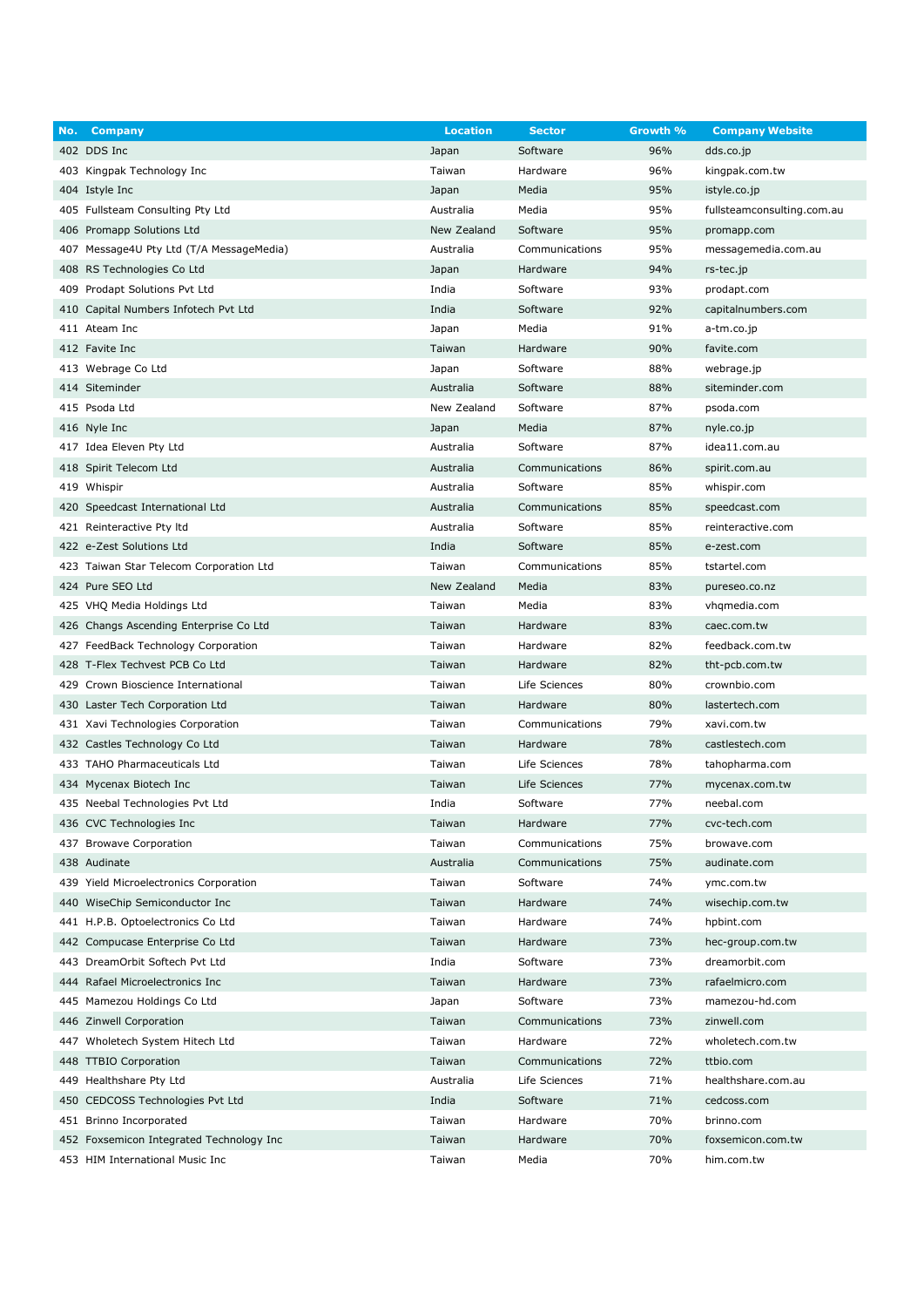| No. | Company | Location | Sector | Growth % | Company Website |
|---|---|---|---|---|---|
| 402 | DDS Inc | Japan | Software | 96% | dds.co.jp |
| 403 | Kingpak Technology Inc | Taiwan | Hardware | 96% | kingpak.com.tw |
| 404 | Istyle Inc | Japan | Media | 95% | istyle.co.jp |
| 405 | Fullsteam Consulting Pty Ltd | Australia | Media | 95% | fullsteamconsulting.com.au |
| 406 | Promapp Solutions Ltd | New Zealand | Software | 95% | promapp.com |
| 407 | Message4U Pty Ltd (T/A MessageMedia) | Australia | Communications | 95% | messagemedia.com.au |
| 408 | RS Technologies Co Ltd | Japan | Hardware | 94% | rs-tec.jp |
| 409 | Prodapt Solutions Pvt Ltd | India | Software | 93% | prodapt.com |
| 410 | Capital Numbers Infotech Pvt Ltd | India | Software | 92% | capitalnumbers.com |
| 411 | Ateam Inc | Japan | Media | 91% | a-tm.co.jp |
| 412 | Favite Inc | Taiwan | Hardware | 90% | favite.com |
| 413 | Webrage Co Ltd | Japan | Software | 88% | webrage.jp |
| 414 | Siteminder | Australia | Software | 88% | siteminder.com |
| 415 | Psoda Ltd | New Zealand | Software | 87% | psoda.com |
| 416 | Nyle Inc | Japan | Media | 87% | nyle.co.jp |
| 417 | Idea Eleven Pty Ltd | Australia | Software | 87% | idea11.com.au |
| 418 | Spirit Telecom Ltd | Australia | Communications | 86% | spirit.com.au |
| 419 | Whispir | Australia | Software | 85% | whispir.com |
| 420 | Speedcast International Ltd | Australia | Communications | 85% | speedcast.com |
| 421 | Reinteractive Pty ltd | Australia | Software | 85% | reinteractive.com |
| 422 | e-Zest Solutions Ltd | India | Software | 85% | e-zest.com |
| 423 | Taiwan Star Telecom Corporation Ltd | Taiwan | Communications | 85% | tstartel.com |
| 424 | Pure SEO Ltd | New Zealand | Media | 83% | pureseo.co.nz |
| 425 | VHQ Media Holdings Ltd | Taiwan | Media | 83% | vhqmedia.com |
| 426 | Changs Ascending Enterprise Co Ltd | Taiwan | Hardware | 83% | caec.com.tw |
| 427 | FeedBack Technology Corporation | Taiwan | Hardware | 82% | feedback.com.tw |
| 428 | T-Flex Techvest PCB Co Ltd | Taiwan | Hardware | 82% | tht-pcb.com.tw |
| 429 | Crown Bioscience International | Taiwan | Life Sciences | 80% | crownbio.com |
| 430 | Laster Tech Corporation Ltd | Taiwan | Hardware | 80% | lastertech.com |
| 431 | Xavi Technologies Corporation | Taiwan | Communications | 79% | xavi.com.tw |
| 432 | Castles Technology Co Ltd | Taiwan | Hardware | 78% | castlestech.com |
| 433 | TAHO Pharmaceuticals Ltd | Taiwan | Life Sciences | 78% | tahopharma.com |
| 434 | Mycenax Biotech Inc | Taiwan | Life Sciences | 77% | mycenax.com.tw |
| 435 | Neebal Technologies Pvt Ltd | India | Software | 77% | neebal.com |
| 436 | CVC Technologies Inc | Taiwan | Hardware | 77% | cvc-tech.com |
| 437 | Browave Corporation | Taiwan | Communications | 75% | browave.com |
| 438 | Audinate | Australia | Communications | 75% | audinate.com |
| 439 | Yield Microelectronics Corporation | Taiwan | Software | 74% | ymc.com.tw |
| 440 | WiseChip Semiconductor Inc | Taiwan | Hardware | 74% | wisechip.com.tw |
| 441 | H.P.B. Optoelectronics Co Ltd | Taiwan | Hardware | 74% | hpbint.com |
| 442 | Compucase Enterprise Co Ltd | Taiwan | Hardware | 73% | hec-group.com.tw |
| 443 | DreamOrbit Softech Pvt Ltd | India | Software | 73% | dreamorbit.com |
| 444 | Rafael Microelectronics Inc | Taiwan | Hardware | 73% | rafaelmicro.com |
| 445 | Mamezou Holdings Co Ltd | Japan | Software | 73% | mamezou-hd.com |
| 446 | Zinwell Corporation | Taiwan | Communications | 73% | zinwell.com |
| 447 | Wholetech System Hitech Ltd | Taiwan | Hardware | 72% | wholetech.com.tw |
| 448 | TTBIO Corporation | Taiwan | Communications | 72% | ttbio.com |
| 449 | Healthshare Pty Ltd | Australia | Life Sciences | 71% | healthshare.com.au |
| 450 | CEDCOSS Technologies Pvt Ltd | India | Software | 71% | cedcoss.com |
| 451 | Brinno Incorporated | Taiwan | Hardware | 70% | brinno.com |
| 452 | Foxsemicon Integrated Technology Inc | Taiwan | Hardware | 70% | foxsemicon.com.tw |
| 453 | HIM International Music Inc | Taiwan | Media | 70% | him.com.tw |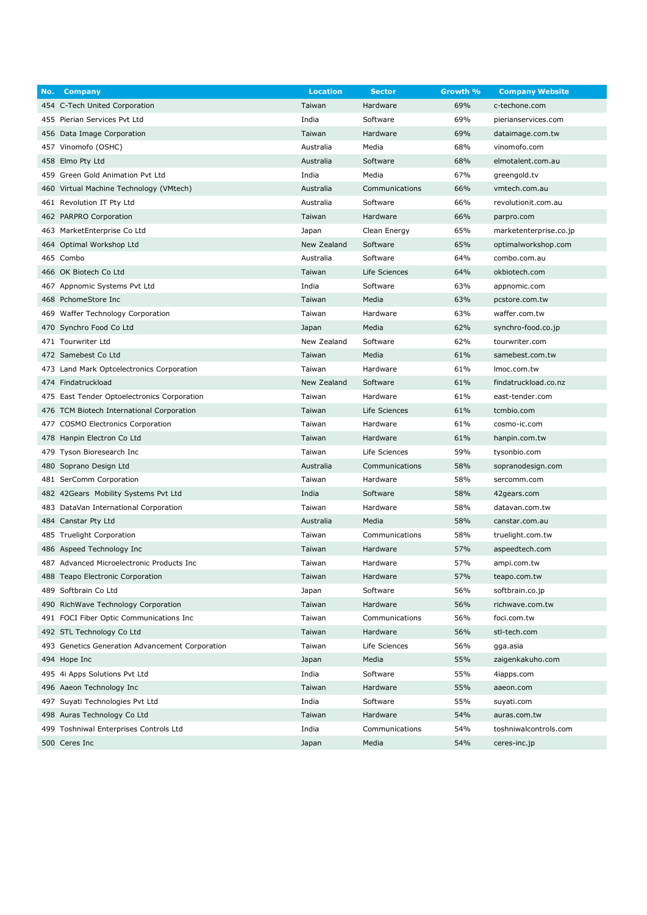| No. | Company | Location | Sector | Growth % | Company Website |
|---|---|---|---|---|---|
| 454 | C-Tech United Corporation | Taiwan | Hardware | 69% | c-techone.com |
| 455 | Pierian Services Pvt Ltd | India | Software | 69% | pierianservices.com |
| 456 | Data Image Corporation | Taiwan | Hardware | 69% | dataimage.com.tw |
| 457 | Vinomofo (OSHC) | Australia | Media | 68% | vinomofo.com |
| 458 | Elmo Pty Ltd | Australia | Software | 68% | elmotalent.com.au |
| 459 | Green Gold Animation Pvt Ltd | India | Media | 67% | greengold.tv |
| 460 | Virtual Machine Technology (VMtech) | Australia | Communications | 66% | vmtech.com.au |
| 461 | Revolution IT Pty Ltd | Australia | Software | 66% | revolutionit.com.au |
| 462 | PARPRO Corporation | Taiwan | Hardware | 66% | parpro.com |
| 463 | MarketEnterprise Co Ltd | Japan | Clean Energy | 65% | marketenterprise.co.jp |
| 464 | Optimal Workshop Ltd | New Zealand | Software | 65% | optimalworkshop.com |
| 465 | Combo | Australia | Software | 64% | combo.com.au |
| 466 | OK Biotech Co Ltd | Taiwan | Life Sciences | 64% | okbiotech.com |
| 467 | Appnomic Systems Pvt Ltd | India | Software | 63% | appnomic.com |
| 468 | PchomeStore Inc | Taiwan | Media | 63% | pcstore.com.tw |
| 469 | Waffer Technology Corporation | Taiwan | Hardware | 63% | waffer.com.tw |
| 470 | Synchro Food Co Ltd | Japan | Media | 62% | synchro-food.co.jp |
| 471 | Tourwriter Ltd | New Zealand | Software | 62% | tourwriter.com |
| 472 | Samebest Co Ltd | Taiwan | Media | 61% | samebest.com.tw |
| 473 | Land Mark Optcelectronics Corporation | Taiwan | Hardware | 61% | lmoc.com.tw |
| 474 | Findatruckload | New Zealand | Software | 61% | findatruckload.co.nz |
| 475 | East Tender Optoelectronics Corporation | Taiwan | Hardware | 61% | east-tender.com |
| 476 | TCM Biotech International Corporation | Taiwan | Life Sciences | 61% | tcmbio.com |
| 477 | COSMO Electronics Corporation | Taiwan | Hardware | 61% | cosmo-ic.com |
| 478 | Hanpin Electron Co Ltd | Taiwan | Hardware | 61% | hanpin.com.tw |
| 479 | Tyson Bioresearch Inc | Taiwan | Life Sciences | 59% | tysonbio.com |
| 480 | Soprano Design Ltd | Australia | Communications | 58% | sopranodesign.com |
| 481 | SerComm Corporation | Taiwan | Hardware | 58% | sercomm.com |
| 482 | 42Gears Mobility Systems Pvt Ltd | India | Software | 58% | 42gears.com |
| 483 | DataVan International Corporation | Taiwan | Hardware | 58% | datavan.com.tw |
| 484 | Canstar Pty Ltd | Australia | Media | 58% | canstar.com.au |
| 485 | Truelight Corporation | Taiwan | Communications | 58% | truelight.com.tw |
| 486 | Aspeed Technology Inc | Taiwan | Hardware | 57% | aspeedtech.com |
| 487 | Advanced Microelectronic Products Inc | Taiwan | Hardware | 57% | ampi.com.tw |
| 488 | Teapo Electronic Corporation | Taiwan | Hardware | 57% | teapo.com.tw |
| 489 | Softbrain Co Ltd | Japan | Software | 56% | softbrain.co.jp |
| 490 | RichWave Technology Corporation | Taiwan | Hardware | 56% | richwave.com.tw |
| 491 | FOCI Fiber Optic Communications Inc | Taiwan | Communications | 56% | foci.com.tw |
| 492 | STL Technology Co Ltd | Taiwan | Hardware | 56% | stl-tech.com |
| 493 | Genetics Generation Advancement Corporation | Taiwan | Life Sciences | 56% | gga.asia |
| 494 | Hope Inc | Japan | Media | 55% | zaigenkakuho.com |
| 495 | 4i Apps Solutions Pvt Ltd | India | Software | 55% | 4iapps.com |
| 496 | Aaeon Technology Inc | Taiwan | Hardware | 55% | aaeon.com |
| 497 | Suyati Technologies Pvt Ltd | India | Software | 55% | suyati.com |
| 498 | Auras Technology Co Ltd | Taiwan | Hardware | 54% | auras.com.tw |
| 499 | Toshniwal Enterprises Controls Ltd | India | Communications | 54% | toshniwalcontrols.com |
| 500 | Ceres Inc | Japan | Media | 54% | ceres-inc.jp |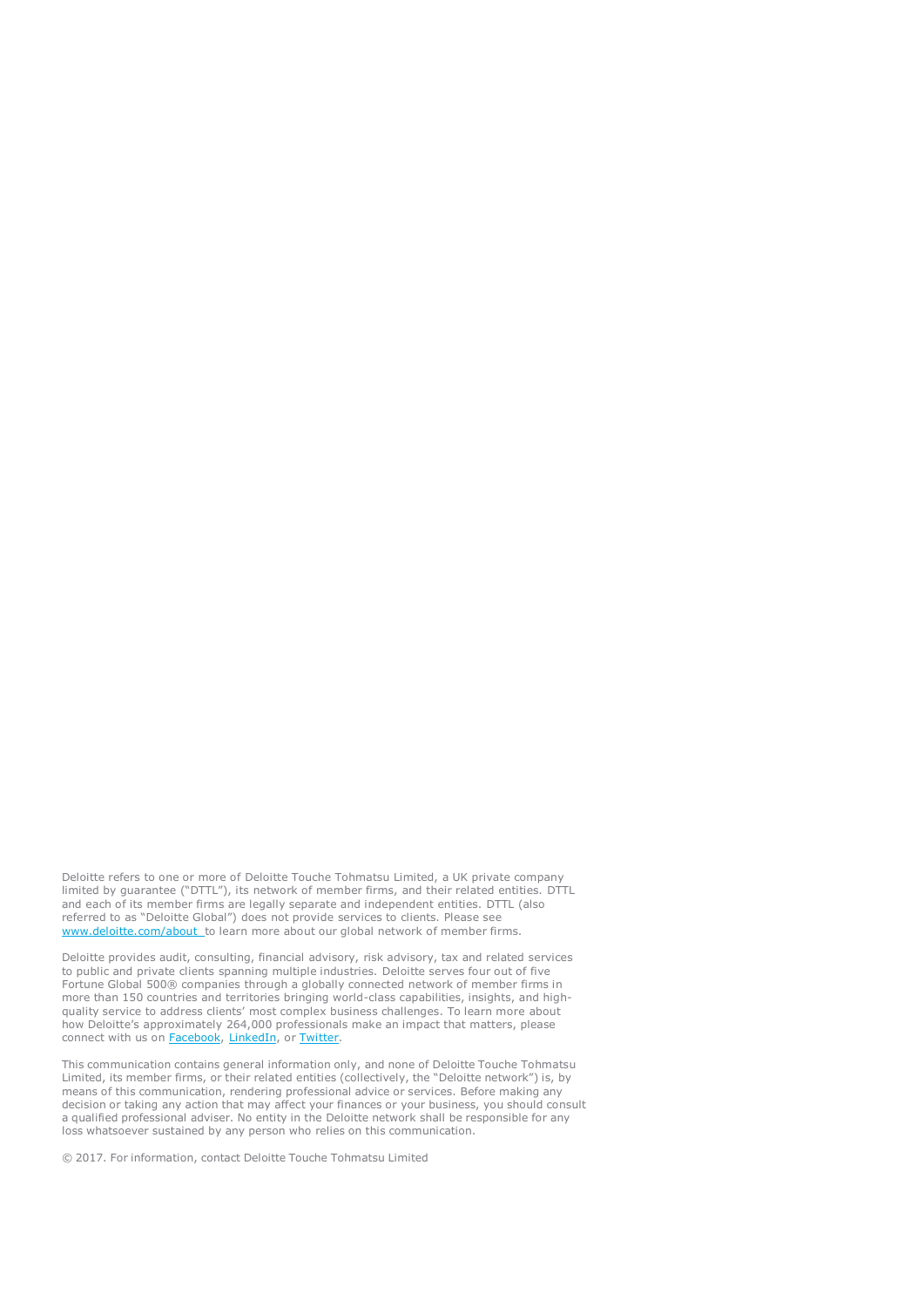Deloitte refers to one or more of Deloitte Touche Tohmatsu Limited, a UK private company limited by guarantee ("DTTL"), its network of member firms, and their related entities. DTTL and each of its member firms are legally separate and independent entities. DTTL (also referred to as "Deloitte Global") does not provide services to clients. Please see [www.deloitte.com/about](www.deloitte.com/about) to learn more about our global network of member firms.

Deloitte provides audit, consulting, financial advisory, risk advisory, tax and related services to public and private clients spanning multiple industries. Deloitte serves four out of five Fortune Global 500® companies through a globally connected network of member firms in more than 150 countries and territories bringing world-class capabilities, insights, and high-quality service to address clients' most complex business challenges. To learn more about how Deloitte's approximately 264,000 professionals make an impact that matters, please connect with us on Facebook, LinkedIn, or Twitter.

This communication contains general information only, and none of Deloitte Touche Tohmatsu Limited, its member firms, or their related entities (collectively, the "Deloitte network") is, by means of this communication, rendering professional advice or services. Before making any decision or taking any action that may affect your finances or your business, you should consult a qualified professional adviser. No entity in the Deloitte network shall be responsible for any loss whatsoever sustained by any person who relies on this communication.

© 2017. For information, contact Deloitte Touche Tohmatsu Limited